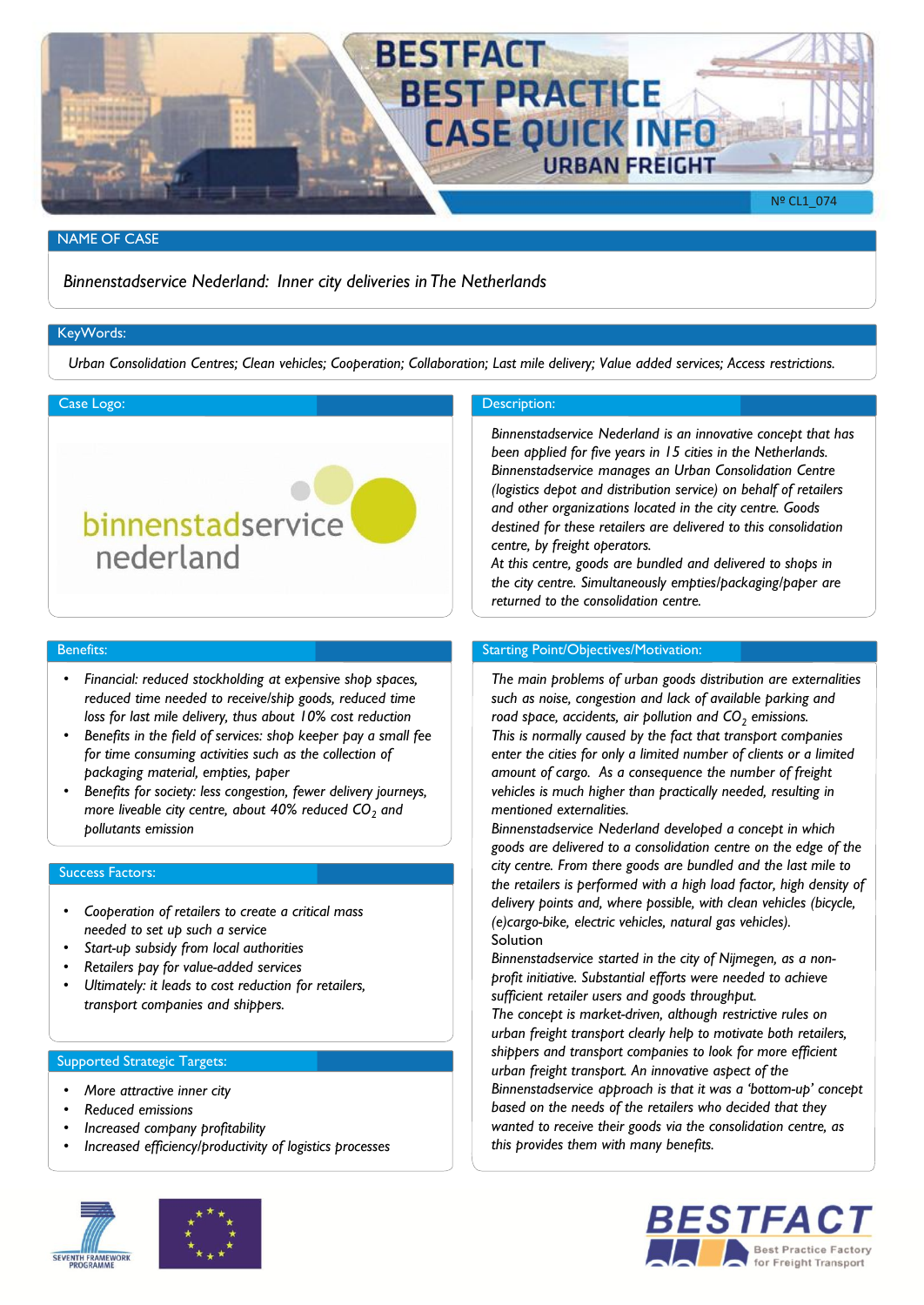# BESTFACT BEST PRACTICE CASE QUICK INFO
## URBAN FREIGHT

Nº CL1_074

## NAME OF CASE

*Binnenstadservice Nederland: Inner city deliveries in The Netherlands*

## KeyWords:

*Urban Consolidation Centres; Clean vehicles; Cooperation; Collaboration; Last mile delivery; Value added services; Access restrictions.*

## Case Logo:

binnenstadservice nederland

## Description:

*Binnenstadservice Nederland is an innovative concept that has been applied for five years in 15 cities in the Netherlands. Binnenstadservice manages an Urban Consolidation Centre (logistics depot and distribution service) on behalf of retailers and other organizations located in the city centre. Goods destined for these retailers are delivered to this consolidation centre, by freight operators.*
*At this centre, goods are bundled and delivered to shops in the city centre. Simultaneously empties/packaging/paper are returned to the consolidation centre.*

## Benefits:

- *Financial: reduced stockholding at expensive shop spaces, reduced time needed to receive/ship goods, reduced time loss for last mile delivery, thus about 10% cost reduction*
- *Benefits in the field of services: shop keeper pay a small fee for time consuming activities such as the collection of packaging material, empties, paper*
- *Benefits for society: less congestion, fewer delivery journeys, more liveable city centre, about 40% reduced $CO_2$ and pollutants emission*

## Success Factors:

- *Cooperation of retailers to create a critical mass needed to set up such a service*
- *Start-up subsidy from local authorities*
- *Retailers pay for value-added services*
- *Ultimately: it leads to cost reduction for retailers, transport companies and shippers.*

## Supported Strategic Targets:

- *More attractive inner city*
- *Reduced emissions*
- *Increased company profitability*
- *Increased efficiency/productivity of logistics processes*

## Starting Point/Objectives/Motivation:

*The main problems of urban goods distribution are externalities such as noise, congestion and lack of available parking and road space, accidents, air pollution and $CO_2$ emissions.*
*This is normally caused by the fact that transport companies enter the cities for only a limited number of clients or a limited amount of cargo. As a consequence the number of freight vehicles is much higher than practically needed, resulting in mentioned externalities.*
*Binnenstadservice Nederland developed a concept in which goods are delivered to a consolidation centre on the edge of the city centre. From there goods are bundled and the last mile to the retailers is performed with a high load factor, high density of delivery points and, where possible, with clean vehicles (bicycle, (e)cargo-bike, electric vehicles, natural gas vehicles).*
Solution
*Binnenstadservice started in the city of Nijmegen, as a non-profit initiative. Substantial efforts were needed to achieve sufficient retailer users and goods throughput.*
*The concept is market-driven, although restrictive rules on urban freight transport clearly help to motivate both retailers, shippers and transport companies to look for more efficient urban freight transport. An innovative aspect of the Binnenstadservice approach is that it was a 'bottom-up' concept based on the needs of the retailers who decided that they wanted to receive their goods via the consolidation centre, as this provides them with many benefits.*

SEVENTH FRAMEWORK PROGRAMME

BESTFACT Best Practice Factory for Freight Transport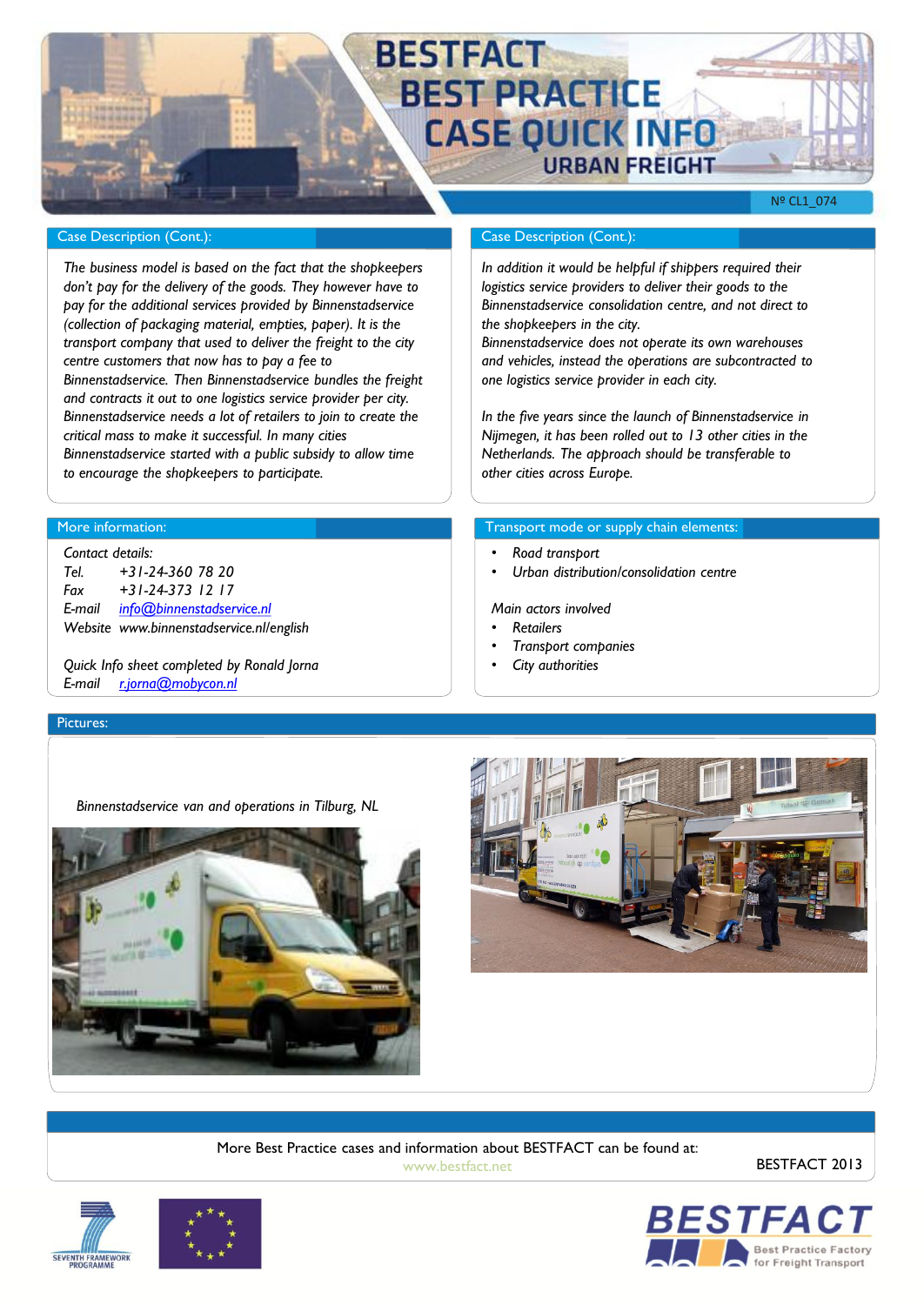# BESTFACT BEST PRACTICE CASE QUICK INFO

## URBAN FREIGHT

Nº CL1_074

## Case Description (Cont.):

*The business model is based on the fact that the shopkeepers don't pay for the delivery of the goods. They however have to pay for the additional services provided by Binnenstadservice (collection of packaging material, empties, paper). It is the transport company that used to deliver the freight to the city centre customers that now has to pay a fee to Binnenstadservice. Then Binnenstadservice bundles the freight and contracts it out to one logistics service provider per city. Binnenstadservice needs a lot of retailers to join to create the critical mass to make it successful. In many cities Binnenstadservice started with a public subsidy to allow time to encourage the shopkeepers to participate.*

## Case Description (Cont.):

*In addition it would be helpful if shippers required their logistics service providers to deliver their goods to the Binnenstadservice consolidation centre, and not direct to the shopkeepers in the city.*
*Binnenstadservice does not operate its own warehouses and vehicles, instead the operations are subcontracted to one logistics service provider in each city.*

*In the five years since the launch of Binnenstadservice in Nijmegen, it has been rolled out to 13 other cities in the Netherlands. The approach should be transferable to other cities across Europe.*

## More information:

*Contact details:*
*Tel.* *+31-24-360 78 20*
*Fax* *+31-24-373 12 17*
*E-mail* *info@binnenstadservice.nl*
*Website* *www.binnenstadservice.nl/english*

*Quick Info sheet completed by Ronald Jorna*
*E-mail* *r.jorna@mobycon.nl*

## Transport mode or supply chain elements:

- *Road transport*
- *Urban distribution/consolidation centre*

*Main actors involved*

- *Retailers*
- *Transport companies*
- *City authorities*

## Pictures:

*Binnenstadservice van and operations in Tilburg, NL*

More Best Practice cases and information about BESTFACT can be found at:
www.bestfact.net

BESTFACT 2013